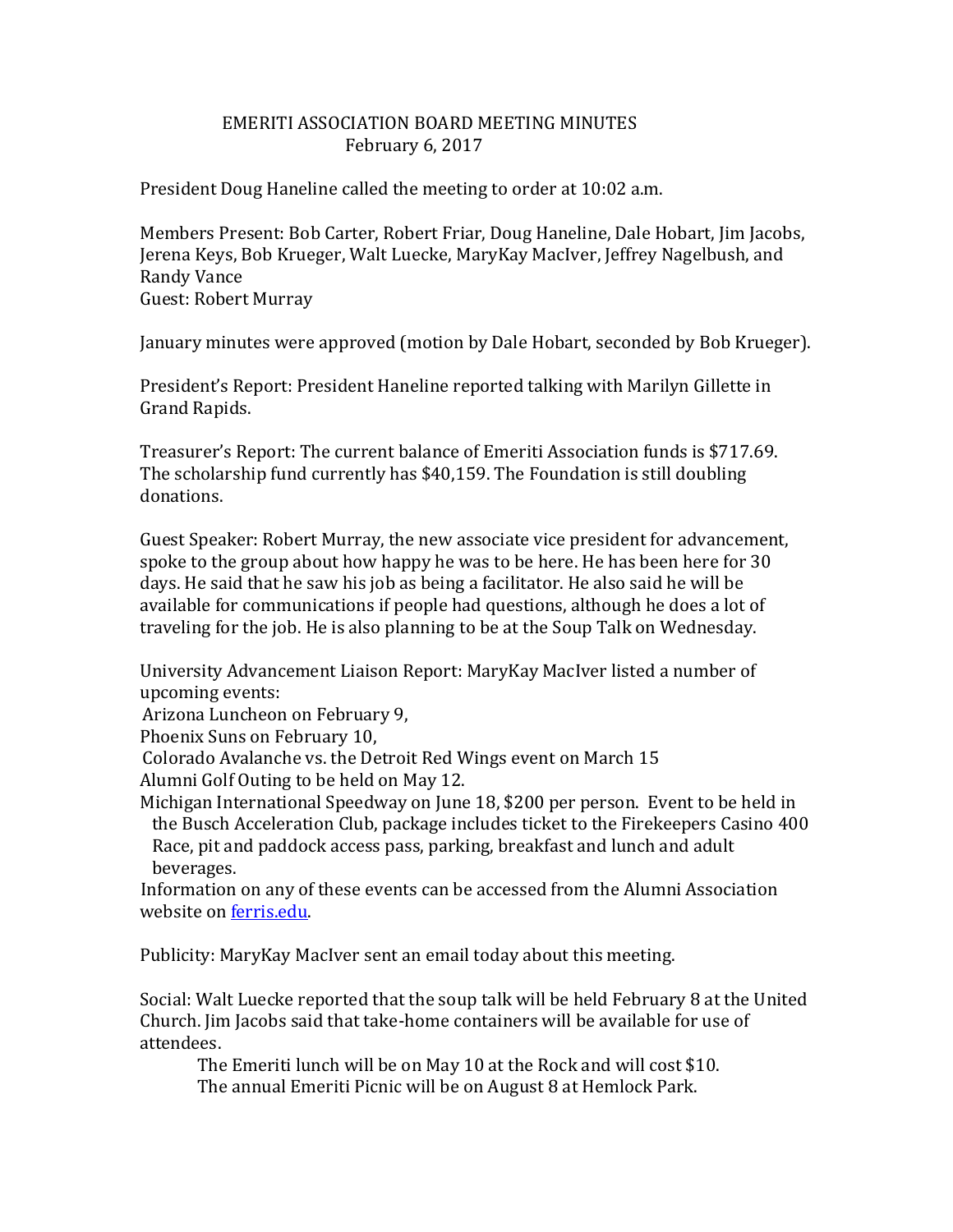# EMERITI ASSOCIATION BOARD MEETING MINUTES
February 6, 2017

President Doug Haneline called the meeting to order at 10:02 a.m.

Members Present: Bob Carter, Robert Friar, Doug Haneline, Dale Hobart, Jim Jacobs, Jerena Keys, Bob Krueger, Walt Luecke, MaryKay MacIver, Jeffrey Nagelbush, and Randy Vance
Guest: Robert Murray

January minutes were approved (motion by Dale Hobart, seconded by Bob Krueger).

President's Report: President Haneline reported talking with Marilyn Gillette in Grand Rapids.

Treasurer's Report: The current balance of Emeriti Association funds is $717.69. The scholarship fund currently has $40,159. The Foundation is still doubling donations.

Guest Speaker: Robert Murray, the new associate vice president for advancement, spoke to the group about how happy he was to be here. He has been here for 30 days. He said that he saw his job as being a facilitator. He also said he will be available for communications if people had questions, although he does a lot of traveling for the job. He is also planning to be at the Soup Talk on Wednesday.

University Advancement Liaison Report: MaryKay MacIver listed a number of upcoming events:
Arizona Luncheon on February 9,
Phoenix Suns on February 10,
Colorado Avalanche vs. the Detroit Red Wings event on March 15
Alumni Golf Outing to be held on May 12.
Michigan International Speedway on June 18, $200 per person. Event to be held in the Busch Acceleration Club, package includes ticket to the Firekeepers Casino 400 Race, pit and paddock access pass, parking, breakfast and lunch and adult beverages.
Information on any of these events can be accessed from the Alumni Association website on [ferris.edu](ferris.edu).

Publicity: MaryKay MacIver sent an email today about this meeting.

Social: Walt Luecke reported that the soup talk will be held February 8 at the United Church. Jim Jacobs said that take-home containers will be available for use of attendees.

The Emeriti lunch will be on May 10 at the Rock and will cost $10.
The annual Emeriti Picnic will be on August 8 at Hemlock Park.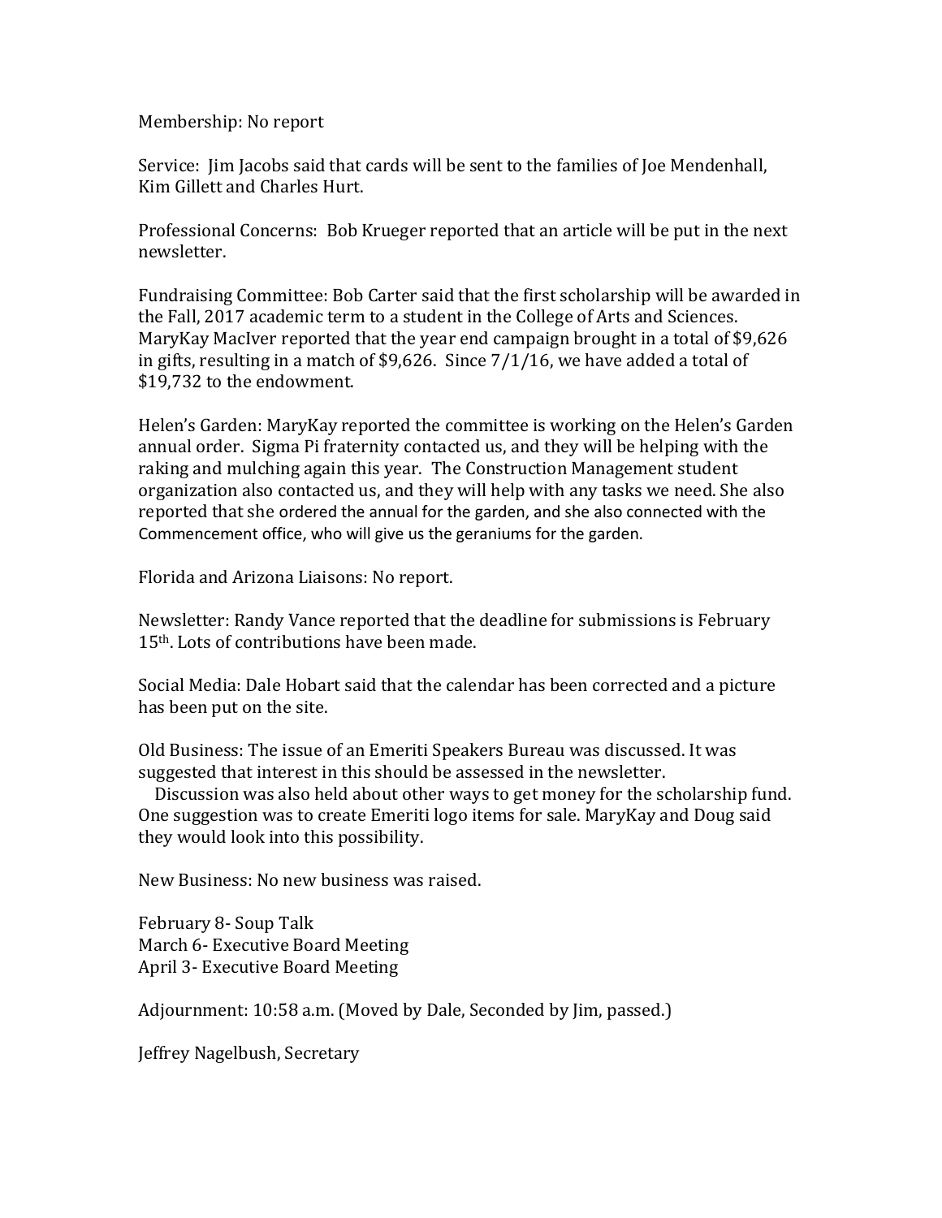Membership: No report

Service: Jim Jacobs said that cards will be sent to the families of Joe Mendenhall, Kim Gillett and Charles Hurt.

Professional Concerns: Bob Krueger reported that an article will be put in the next newsletter.

Fundraising Committee: Bob Carter said that the first scholarship will be awarded in the Fall, 2017 academic term to a student in the College of Arts and Sciences. MaryKay MacIver reported that the year end campaign brought in a total of $9,626 in gifts, resulting in a match of $9,626. Since 7/1/16, we have added a total of $19,732 to the endowment.

Helen's Garden: MaryKay reported the committee is working on the Helen's Garden annual order. Sigma Pi fraternity contacted us, and they will be helping with the raking and mulching again this year. The Construction Management student organization also contacted us, and they will help with any tasks we need. She also reported that she ordered the annual for the garden, and she also connected with the Commencement office, who will give us the geraniums for the garden.

Florida and Arizona Liaisons: No report.

Newsletter: Randy Vance reported that the deadline for submissions is February 15th. Lots of contributions have been made.

Social Media: Dale Hobart said that the calendar has been corrected and a picture has been put on the site.

Old Business: The issue of an Emeriti Speakers Bureau was discussed. It was suggested that interest in this should be assessed in the newsletter.

Discussion was also held about other ways to get money for the scholarship fund. One suggestion was to create Emeriti logo items for sale. MaryKay and Doug said they would look into this possibility.

New Business: No new business was raised.

February 8- Soup Talk
March 6- Executive Board Meeting
April 3- Executive Board Meeting

Adjournment: 10:58 a.m. (Moved by Dale, Seconded by Jim, passed.)

Jeffrey Nagelbush, Secretary